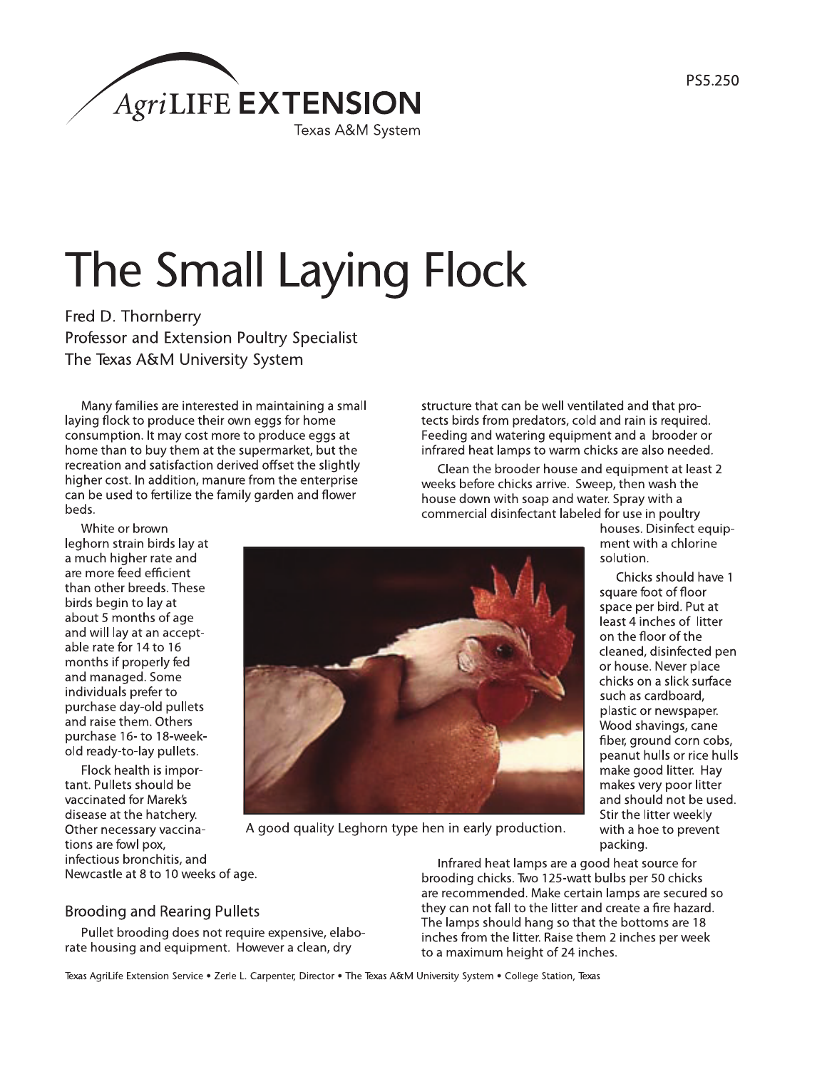AgriLIFE EXTENSION
Texas A&M System

PS5.250

# The Small Laying Flock

Fred D. Thornberry
Professor and Extension Poultry Specialist
The Texas A&M University System

Many families are interested in maintaining a small laying flock to produce their own eggs for home consumption. It may cost more to produce eggs at home than to buy them at the supermarket, but the recreation and satisfaction derived offset the slightly higher cost. In addition, manure from the enterprise can be used to fertilize the family garden and flower beds.

White or brown leghorn strain birds lay at a much higher rate and are more feed efficient than other breeds. These birds begin to lay at about 5 months of age and will lay at an acceptable rate for 14 to 16 months if properly fed and managed. Some individuals prefer to purchase day-old pullets and raise them. Others purchase 16- to 18-week-old ready-to-lay pullets.

Flock health is important. Pullets should be vaccinated for Marek's disease at the hatchery. Other necessary vaccinations are fowl pox, infectious bronchitis, and Newcastle at 8 to 10 weeks of age.

A good quality Leghorn type hen in early production.

## Brooding and Rearing Pullets

Pullet brooding does not require expensive, elaborate housing and equipment. However a clean, dry structure that can be well ventilated and that protects birds from predators, cold and rain is required. Feeding and watering equipment and a brooder or infrared heat lamps to warm chicks are also needed.

Clean the brooder house and equipment at least 2 weeks before chicks arrive. Sweep, then wash the house down with soap and water. Spray with a commercial disinfectant labeled for use in poultry houses. Disinfect equipment with a chlorine solution.

Chicks should have 1 square foot of floor space per bird. Put at least 4 inches of litter on the floor of the cleaned, disinfected pen or house. Never place chicks on a slick surface such as cardboard, plastic or newspaper. Wood shavings, cane fiber, ground corn cobs, peanut hulls or rice hulls make good litter. Hay makes very poor litter and should not be used. Stir the litter weekly with a hoe to prevent packing.

Infrared heat lamps are a good heat source for brooding chicks. Two 125-watt bulbs per 50 chicks are recommended. Make certain lamps are secured so they can not fall to the litter and create a fire hazard. The lamps should hang so that the bottoms are 18 inches from the litter. Raise them 2 inches per week to a maximum height of 24 inches.

Texas AgriLife Extension Service • Zerle L. Carpenter, Director • The Texas A&M University System • College Station, Texas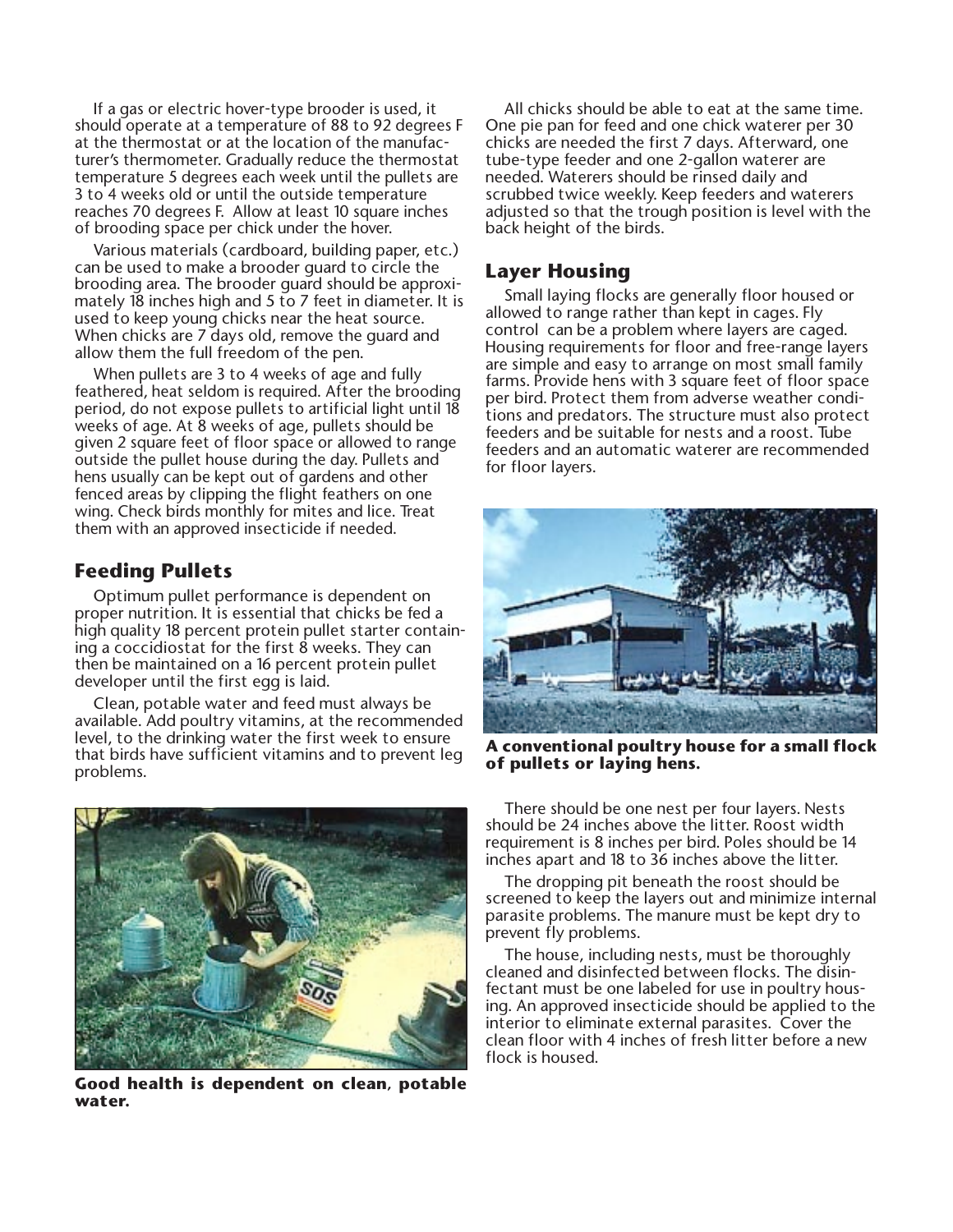If a gas or electric hover-type brooder is used, it should operate at a temperature of 88 to 92 degrees F at the thermostat or at the location of the manufacturer's thermometer. Gradually reduce the thermostat temperature 5 degrees each week until the pullets are 3 to 4 weeks old or until the outside temperature reaches 70 degrees F. Allow at least 10 square inches of brooding space per chick under the hover.

Various materials (cardboard, building paper, etc.) can be used to make a brooder guard to circle the brooding area. The brooder guard should be approximately 18 inches high and 5 to 7 feet in diameter. It is used to keep young chicks near the heat source. When chicks are 7 days old, remove the guard and allow them the full freedom of the pen.

When pullets are 3 to 4 weeks of age and fully feathered, heat seldom is required. After the brooding period, do not expose pullets to artificial light until 18 weeks of age. At 8 weeks of age, pullets should be given 2 square feet of floor space or allowed to range outside the pullet house during the day. Pullets and hens usually can be kept out of gardens and other fenced areas by clipping the flight feathers on one wing. Check birds monthly for mites and lice. Treat them with an approved insecticide if needed.

## Feeding Pullets

Optimum pullet performance is dependent on proper nutrition. It is essential that chicks be fed a high quality 18 percent protein pullet starter containing a coccidiostat for the first 8 weeks. They can then be maintained on a 16 percent protein pullet developer until the first egg is laid.

Clean, potable water and feed must always be available. Add poultry vitamins, at the recommended level, to the drinking water the first week to ensure that birds have sufficient vitamins and to prevent leg problems.

**Good health is dependent on clean, potable water.**

All chicks should be able to eat at the same time. One pie pan for feed and one chick waterer per 30 chicks are needed the first 7 days. Afterward, one tube-type feeder and one 2-gallon waterer are needed. Waterers should be rinsed daily and scrubbed twice weekly. Keep feeders and waterers adjusted so that the trough position is level with the back height of the birds.

## Layer Housing

Small laying flocks are generally floor housed or allowed to range rather than kept in cages. Fly control can be a problem where layers are caged. Housing requirements for floor and free-range layers are simple and easy to arrange on most small family farms. Provide hens with 3 square feet of floor space per bird. Protect them from adverse weather conditions and predators. The structure must also protect feeders and be suitable for nests and a roost. Tube feeders and an automatic waterer are recommended for floor layers.

**A conventional poultry house for a small flock of pullets or laying hens.**

There should be one nest per four layers. Nests should be 24 inches above the litter. Roost width requirement is 8 inches per bird. Poles should be 14 inches apart and 18 to 36 inches above the litter.

The dropping pit beneath the roost should be screened to keep the layers out and minimize internal parasite problems. The manure must be kept dry to prevent fly problems.

The house, including nests, must be thoroughly cleaned and disinfected between flocks. The disinfectant must be one labeled for use in poultry housing. An approved insecticide should be applied to the interior to eliminate external parasites. Cover the clean floor with 4 inches of fresh litter before a new flock is housed.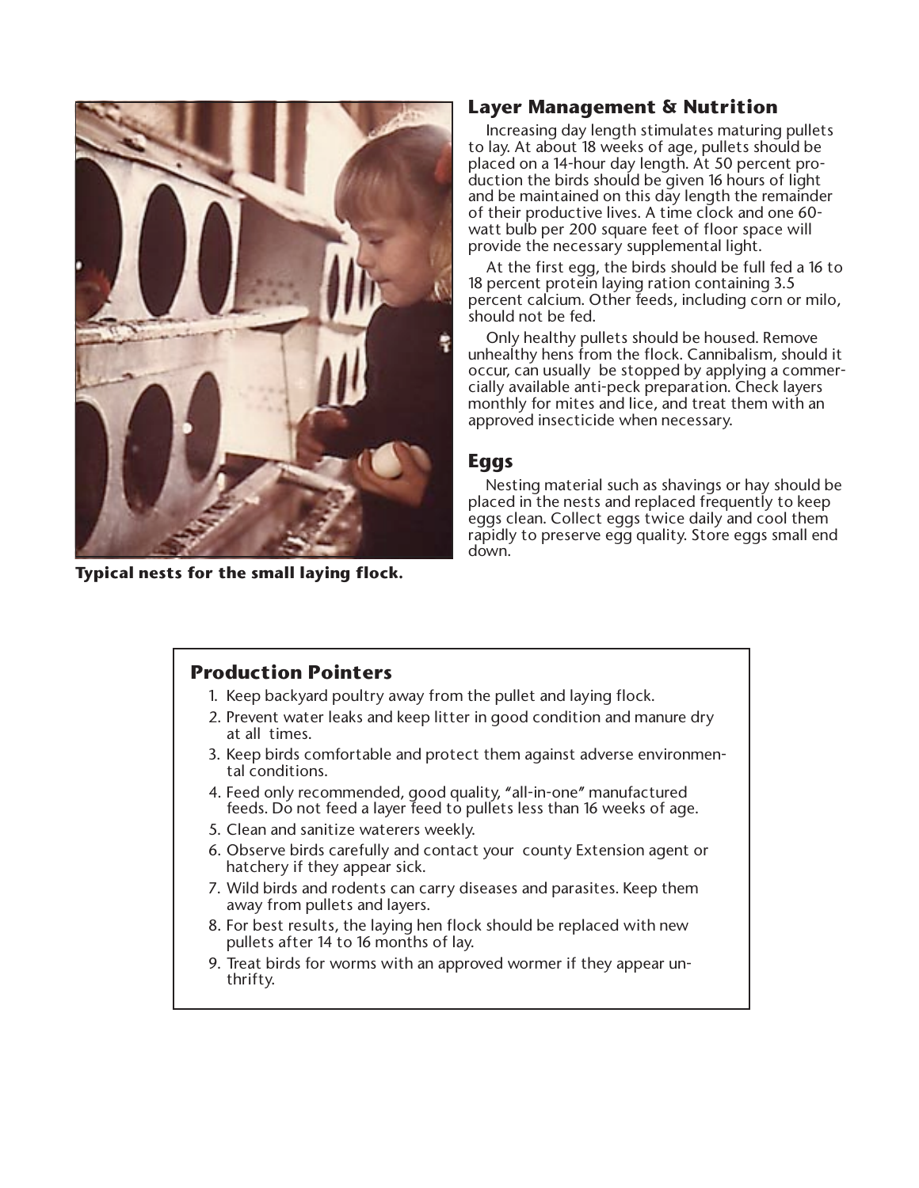Typical nests for the small laying flock.

## Layer Management & Nutrition

Increasing day length stimulates maturing pullets to lay. At about 18 weeks of age, pullets should be placed on a 14-hour day length. At 50 percent production the birds should be given 16 hours of light and be maintained on this day length the remainder of their productive lives. A time clock and one 60-watt bulb per 200 square feet of floor space will provide the necessary supplemental light.

At the first egg, the birds should be full fed a 16 to 18 percent protein laying ration containing 3.5 percent calcium. Other feeds, including corn or milo, should not be fed.

Only healthy pullets should be housed. Remove unhealthy hens from the flock. Cannibalism, should it occur, can usually be stopped by applying a commercially available anti-peck preparation. Check layers monthly for mites and lice, and treat them with an approved insecticide when necessary.

## Eggs

Nesting material such as shavings or hay should be placed in the nests and replaced frequently to keep eggs clean. Collect eggs twice daily and cool them rapidly to preserve egg quality. Store eggs small end down.

## Production Pointers

1. Keep backyard poultry away from the pullet and laying flock.
2. Prevent water leaks and keep litter in good condition and manure dry at all times.
3. Keep birds comfortable and protect them against adverse environmental conditions.
4. Feed only recommended, good quality, "all-in-one" manufactured feeds. Do not feed a layer feed to pullets less than 16 weeks of age.
5. Clean and sanitize waterers weekly.
6. Observe birds carefully and contact your county Extension agent or hatchery if they appear sick.
7. Wild birds and rodents can carry diseases and parasites. Keep them away from pullets and layers.
8. For best results, the laying hen flock should be replaced with new pullets after 14 to 16 months of lay.
9. Treat birds for worms with an approved wormer if they appear unthrifty.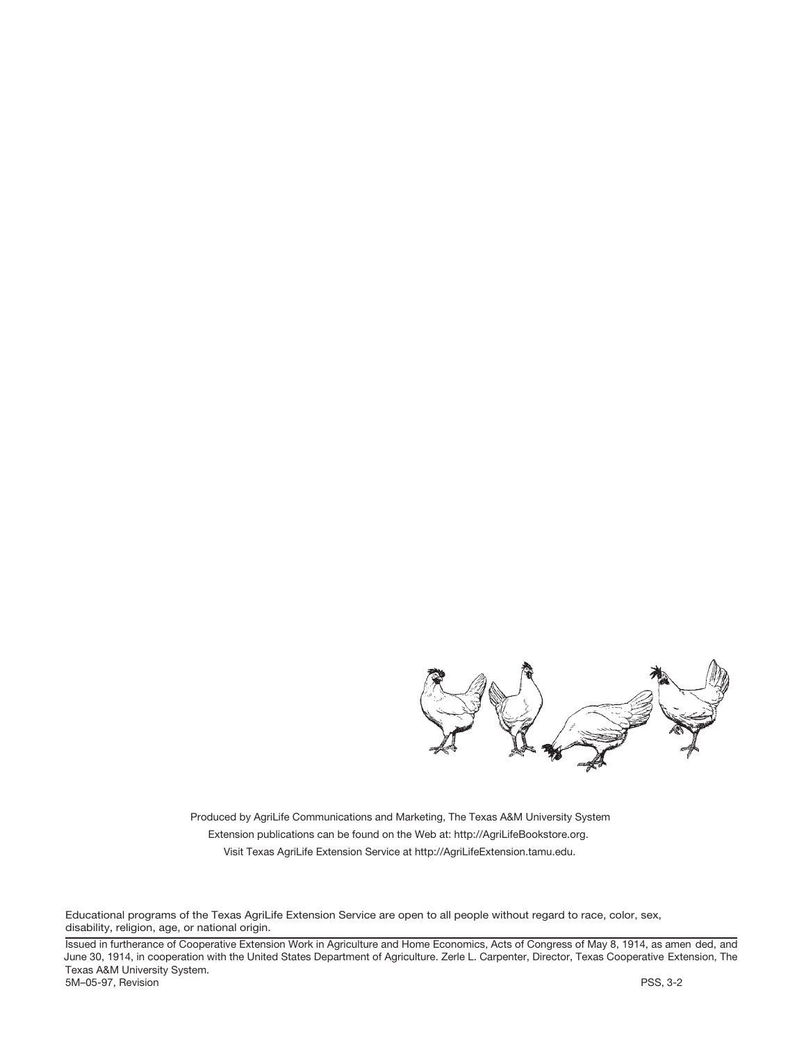Produced by AgriLife Communications and Marketing, The Texas A&M University System

Extension publications can be found on the Web at: http://AgriLifeBookstore.org.

Visit Texas AgriLife Extension Service at http://AgriLifeExtension.tamu.edu.

Educational programs of the Texas AgriLife Extension Service are open to all people without regard to race, color, sex, disability, religion, age, or national origin.

Issued in furtherance of Cooperative Extension Work in Agriculture and Home Economics, Acts of Congress of May 8, 1914, as amended, and June 30, 1914, in cooperation with the United States Department of Agriculture. Zerle L. Carpenter, Director, Texas Cooperative Extension, The Texas A&M University System.

5M–05-97, Revision PSS, 3-2